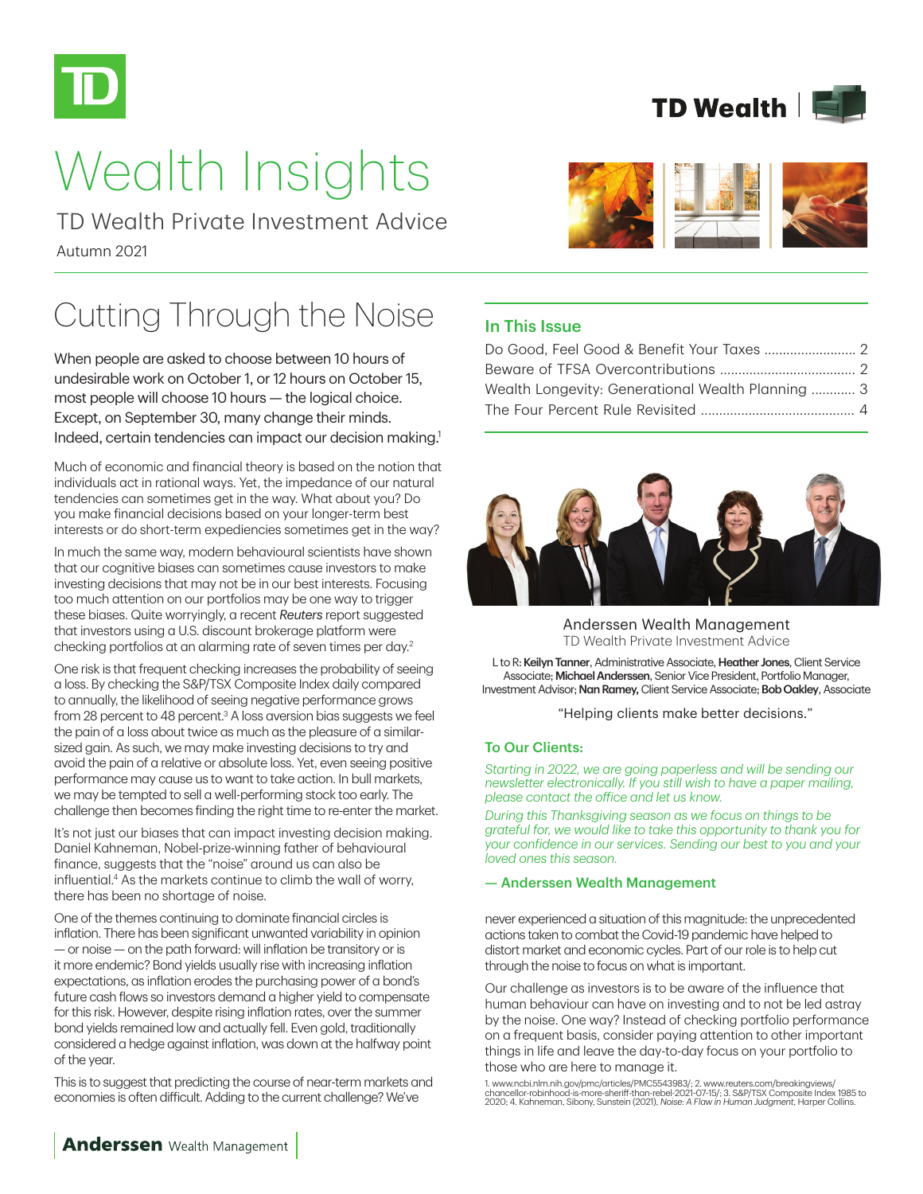# Wealth Insights

TD Wealth Private Investment Advice

Autumn 2021

## Cutting Through the Noise

When people are asked to choose between 10 hours of undesirable work on October 1, or 12 hours on October 15, most people will choose 10 hours — the logical choice. Except, on September 30, many change their minds. Indeed, certain tendencies can impact our decision making.[1]

Much of economic and financial theory is based on the notion that individuals act in rational ways. Yet, the impedance of our natural tendencies can sometimes get in the way. What about you? Do you make financial decisions based on your longer-term best interests or do short-term expediencies sometimes get in the way?

In much the same way, modern behavioural scientists have shown that our cognitive biases can sometimes cause investors to make investing decisions that may not be in our best interests. Focusing too much attention on our portfolios may be one way to trigger these biases. Quite worryingly, a recent *Reuters* report suggested that investors using a U.S. discount brokerage platform were checking portfolios at an alarming rate of seven times per day.[2]

One risk is that frequent checking increases the probability of seeing a loss. By checking the S&P/TSX Composite Index daily compared to annually, the likelihood of seeing negative performance grows from 28 percent to 48 percent.[3] A loss aversion bias suggests we feel the pain of a loss about twice as much as the pleasure of a similar-sized gain. As such, we may make investing decisions to try and avoid the pain of a relative or absolute loss. Yet, even seeing positive performance may cause us to want to take action. In bull markets, we may be tempted to sell a well-performing stock too early. The challenge then becomes finding the right time to re-enter the market.

It's not just our biases that can impact investing decision making. Daniel Kahneman, Nobel-prize-winning father of behavioural finance, suggests that the "noise" around us can also be influential.[4] As the markets continue to climb the wall of worry, there has been no shortage of noise.

One of the themes continuing to dominate financial circles is inflation. There has been significant unwanted variability in opinion — or noise — on the path forward: will inflation be transitory or is it more endemic? Bond yields usually rise with increasing inflation expectations, as inflation erodes the purchasing power of a bond's future cash flows so investors demand a higher yield to compensate for this risk. However, despite rising inflation rates, over the summer bond yields remained low and actually fell. Even gold, traditionally considered a hedge against inflation, was down at the halfway point of the year.

This is to suggest that predicting the course of near-term markets and economies is often difficult. Adding to the current challenge? We've never experienced a situation of this magnitude: the unprecedented actions taken to combat the Covid-19 pandemic have helped to distort market and economic cycles. Part of our role is to help cut through the noise to focus on what is important.

Our challenge as investors is to be aware of the influence that human behaviour can have on investing and to not be led astray by the noise. One way? Instead of checking portfolio performance on a frequent basis, consider paying attention to other important things in life and leave the day-to-day focus on your portfolio to those who are here to manage it.

1. www.ncbi.nlm.nih.gov/pmc/articles/PMC5543983/; 2. www.reuters.com/breakingviews/chancellor-robinhood-is-more-sheriff-than-rebel-2021-07-15/; 3. S&P/TSX Composite Index 1985 to 2020; 4. Kahneman, Sibony, Sunstein (2021), *Noise: A Flaw in Human Judgment*, Harper Collins.

### In This Issue

- Do Good, Feel Good & Benefit Your Taxes ........................ 2
- Beware of TFSA Overcontributions .................................... 2
- Wealth Longevity: Generational Wealth Planning ........... 3
- The Four Percent Rule Revisited ......................................... 4

Anderssen Wealth Management
TD Wealth Private Investment Advice

L to R: **Keilyn Tanner**, Administrative Associate; **Heather Jones**, Client Service Associate; **Michael Anderssen**, Senior Vice President, Portfolio Manager, Investment Advisor; **Nan Ramey,** Client Service Associate; **Bob Oakley**, Associate

"Helping clients make better decisions."

### To Our Clients:

*Starting in 2022, we are going paperless and will be sending our newsletter electronically. If you still wish to have a paper mailing, please contact the office and let us know.*

*During this Thanksgiving season as we focus on things to be grateful for, we would like to take this opportunity to thank you for your confidence in our services. Sending our best to you and your loved ones this season.*

**— Anderssen Wealth Management**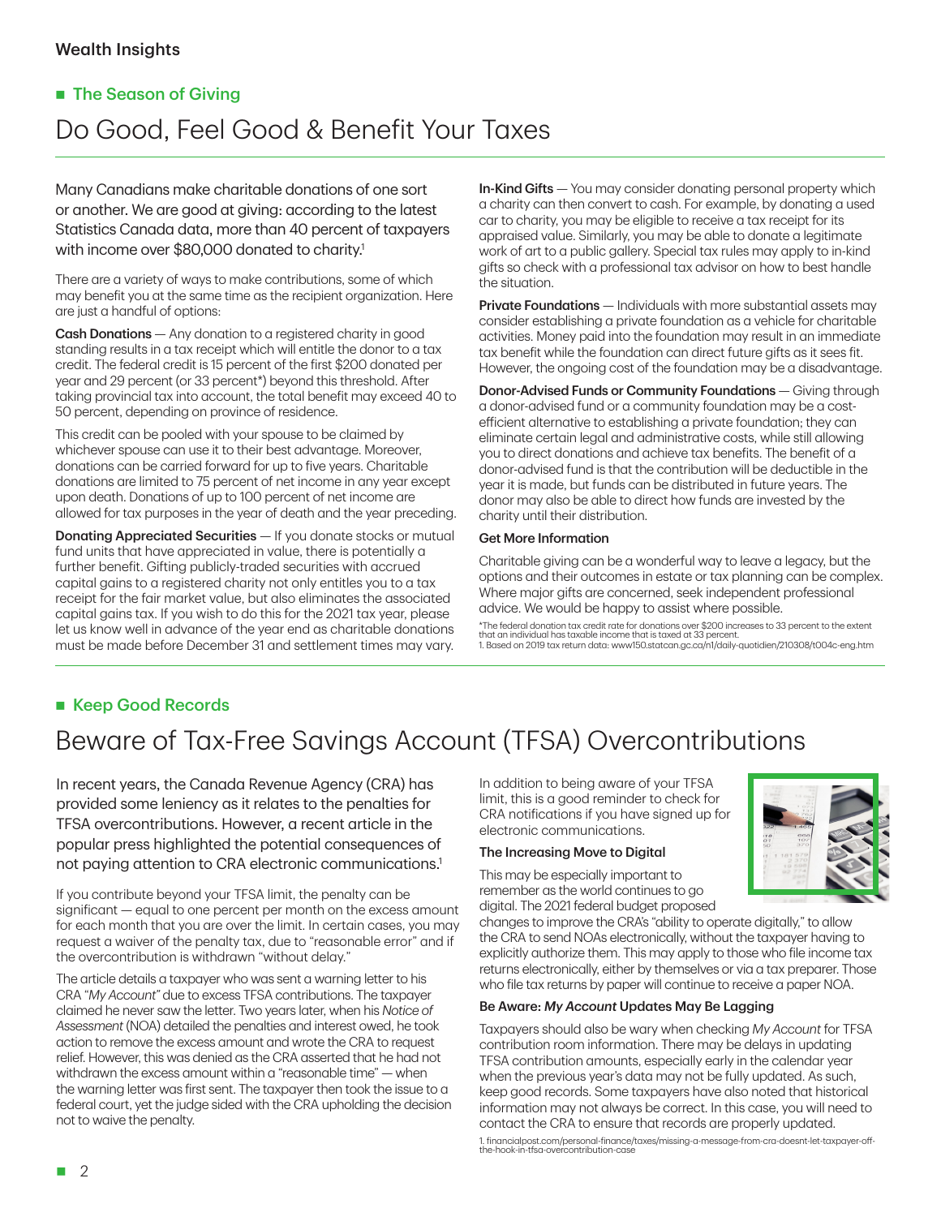## The Season of Giving

# Do Good, Feel Good & Benefit Your Taxes

Many Canadians make charitable donations of one sort or another. We are good at giving: according to the latest Statistics Canada data, more than 40 percent of taxpayers with income over $80,000 donated to charity.[1]

There are a variety of ways to make contributions, some of which may benefit you at the same time as the recipient organization. Here are just a handful of options:

**Cash Donations** — Any donation to a registered charity in good standing results in a tax receipt which will entitle the donor to a tax credit. The federal credit is 15 percent of the first $200 donated per year and 29 percent (or 33 percent*) beyond this threshold. After taking provincial tax into account, the total benefit may exceed 40 to 50 percent, depending on province of residence.

This credit can be pooled with your spouse to be claimed by whichever spouse can use it to their best advantage. Moreover, donations can be carried forward for up to five years. Charitable donations are limited to 75 percent of net income in any year except upon death. Donations of up to 100 percent of net income are allowed for tax purposes in the year of death and the year preceding.

**Donating Appreciated Securities** — If you donate stocks or mutual fund units that have appreciated in value, there is potentially a further benefit. Gifting publicly-traded securities with accrued capital gains to a registered charity not only entitles you to a tax receipt for the fair market value, but also eliminates the associated capital gains tax. If you wish to do this for the 2021 tax year, please let us know well in advance of the year end as charitable donations must be made before December 31 and settlement times may vary.

**In-Kind Gifts** — You may consider donating personal property which a charity can then convert to cash. For example, by donating a used car to charity, you may be eligible to receive a tax receipt for its appraised value. Similarly, you may be able to donate a legitimate work of art to a public gallery. Special tax rules may apply to in-kind gifts so check with a professional tax advisor on how to best handle the situation.

**Private Foundations** — Individuals with more substantial assets may consider establishing a private foundation as a vehicle for charitable activities. Money paid into the foundation may result in an immediate tax benefit while the foundation can direct future gifts as it sees fit. However, the ongoing cost of the foundation may be a disadvantage.

**Donor-Advised Funds or Community Foundations** — Giving through a donor-advised fund or a community foundation may be a cost-efficient alternative to establishing a private foundation; they can eliminate certain legal and administrative costs, while still allowing you to direct donations and achieve tax benefits. The benefit of a donor-advised fund is that the contribution will be deductible in the year it is made, but funds can be distributed in future years. The donor may also be able to direct how funds are invested by the charity until their distribution.

### Get More Information

Charitable giving can be a wonderful way to leave a legacy, but the options and their outcomes in estate or tax planning can be complex. Where major gifts are concerned, seek independent professional advice. We would be happy to assist where possible.

*The federal donation tax credit rate for donations over $200 increases to 33 percent to the extent that an individual has taxable income that is taxed at 33 percent.
1. Based on 2019 tax return data: www150.statcan.gc.ca/n1/daily-quotidien/210308/t004c-eng.htm

## Keep Good Records

# Beware of Tax-Free Savings Account (TFSA) Overcontributions

In recent years, the Canada Revenue Agency (CRA) has provided some leniency as it relates to the penalties for TFSA overcontributions. However, a recent article in the popular press highlighted the potential consequences of not paying attention to CRA electronic communications.[1]

If you contribute beyond your TFSA limit, the penalty can be significant — equal to one percent per month on the excess amount for each month that you are over the limit. In certain cases, you may request a waiver of the penalty tax, due to "reasonable error" and if the overcontribution is withdrawn "without delay."

The article details a taxpayer who was sent a warning letter to his CRA "*My Account*" due to excess TFSA contributions. The taxpayer claimed he never saw the letter. Two years later, when his *Notice of Assessment* (NOA) detailed the penalties and interest owed, he took action to remove the excess amount and wrote the CRA to request relief. However, this was denied as the CRA asserted that he had not withdrawn the excess amount within a "reasonable time" — when the warning letter was first sent. The taxpayer then took the issue to a federal court, yet the judge sided with the CRA upholding the decision not to waive the penalty.

In addition to being aware of your TFSA limit, this is a good reminder to check for CRA notifications if you have signed up for electronic communications.

### The Increasing Move to Digital

This may be especially important to remember as the world continues to go digital. The 2021 federal budget proposed changes to improve the CRA's "ability to operate digitally," to allow the CRA to send NOAs electronically, without the taxpayer having to explicitly authorize them. This may apply to those who file income tax returns electronically, either by themselves or via a tax preparer. Those who file tax returns by paper will continue to receive a paper NOA.

### Be Aware: *My Account* Updates May Be Lagging

Taxpayers should also be wary when checking *My Account* for TFSA contribution room information. There may be delays in updating TFSA contribution amounts, especially early in the calendar year when the previous year's data may not be fully updated. As such, keep good records. Some taxpayers have also noted that historical information may not always be correct. In this case, you will need to contact the CRA to ensure that records are properly updated.

1. financialpost.com/personal-finance/taxes/missing-a-message-from-cra-doesnt-let-taxpayer-off-the-hook-in-tfsa-overcontribution-case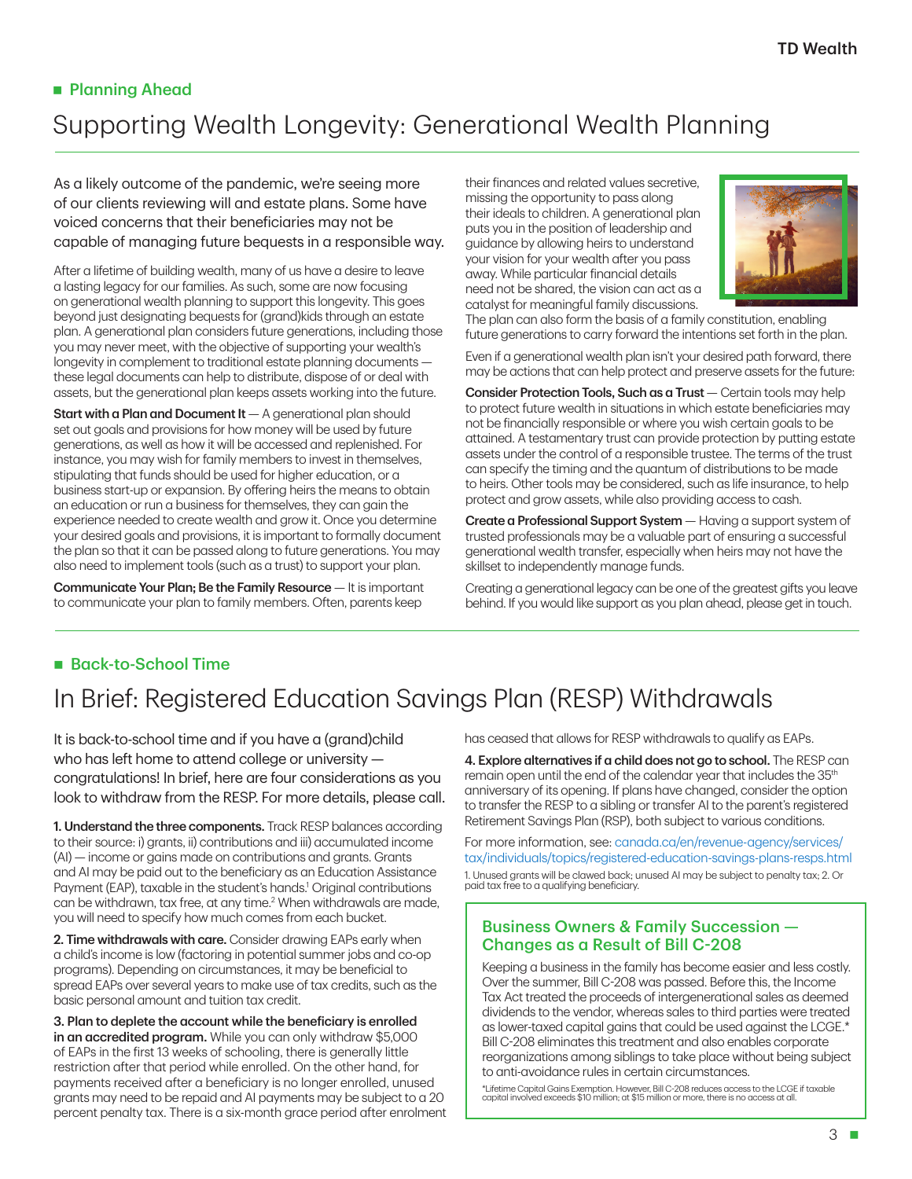## Planning Ahead

# Supporting Wealth Longevity: Generational Wealth Planning

As a likely outcome of the pandemic, we're seeing more of our clients reviewing will and estate plans. Some have voiced concerns that their beneficiaries may not be capable of managing future bequests in a responsible way.

After a lifetime of building wealth, many of us have a desire to leave a lasting legacy for our families. As such, some are now focusing on generational wealth planning to support this longevity. This goes beyond just designating bequests for (grand)kids through an estate plan. A generational plan considers future generations, including those you may never meet, with the objective of supporting your wealth's longevity in complement to traditional estate planning documents — these legal documents can help to distribute, dispose of or deal with assets, but the generational plan keeps assets working into the future.

**Start with a Plan and Document It** — A generational plan should set out goals and provisions for how money will be used by future generations, as well as how it will be accessed and replenished. For instance, you may wish for family members to invest in themselves, stipulating that funds should be used for higher education, or a business start-up or expansion. By offering heirs the means to obtain an education or run a business for themselves, they can gain the experience needed to create wealth and grow it. Once you determine your desired goals and provisions, it is important to formally document the plan so that it can be passed along to future generations. You may also need to implement tools (such as a trust) to support your plan.

**Communicate Your Plan; Be the Family Resource** — It is important to communicate your plan to family members. Often, parents keep their finances and related values secretive, missing the opportunity to pass along their ideals to children. A generational plan puts you in the position of leadership and guidance by allowing heirs to understand your vision for your wealth after you pass away. While particular financial details need not be shared, the vision can act as a catalyst for meaningful family discussions. The plan can also form the basis of a family constitution, enabling future generations to carry forward the intentions set forth in the plan.

Even if a generational wealth plan isn't your desired path forward, there may be actions that can help protect and preserve assets for the future:

**Consider Protection Tools, Such as a Trust** — Certain tools may help to protect future wealth in situations in which estate beneficiaries may not be financially responsible or where you wish certain goals to be attained. A testamentary trust can provide protection by putting estate assets under the control of a responsible trustee. The terms of the trust can specify the timing and the quantum of distributions to be made to heirs. Other tools may be considered, such as life insurance, to help protect and grow assets, while also providing access to cash.

**Create a Professional Support System** — Having a support system of trusted professionals may be a valuable part of ensuring a successful generational wealth transfer, especially when heirs may not have the skillset to independently manage funds.

Creating a generational legacy can be one of the greatest gifts you leave behind. If you would like support as you plan ahead, please get in touch.

## Back-to-School Time

# In Brief: Registered Education Savings Plan (RESP) Withdrawals

It is back-to-school time and if you have a (grand)child who has left home to attend college or university — congratulations! In brief, here are four considerations as you look to withdraw from the RESP. For more details, please call.

**1. Understand the three components.** Track RESP balances according to their source: i) grants, ii) contributions and iii) accumulated income (AI) — income or gains made on contributions and grants. Grants and AI may be paid out to the beneficiary as an Education Assistance Payment (EAP), taxable in the student's hands.[1] Original contributions can be withdrawn, tax free, at any time.[2] When withdrawals are made, you will need to specify how much comes from each bucket.

**2. Time withdrawals with care.** Consider drawing EAPs early when a child's income is low (factoring in potential summer jobs and co-op programs). Depending on circumstances, it may be beneficial to spread EAPs over several years to make use of tax credits, such as the basic personal amount and tuition tax credit.

**3. Plan to deplete the account while the beneficiary is enrolled in an accredited program.** While you can only withdraw $5,000 of EAPs in the first 13 weeks of schooling, there is generally little restriction after that period while enrolled. On the other hand, for payments received after a beneficiary is no longer enrolled, unused grants may need to be repaid and AI payments may be subject to a 20 percent penalty tax. There is a six-month grace period after enrolment has ceased that allows for RESP withdrawals to qualify as EAPs.

**4. Explore alternatives if a child does not go to school.** The RESP can remain open until the end of the calendar year that includes the 35th anniversary of its opening. If plans have changed, consider the option to transfer the RESP to a sibling or transfer AI to the parent's registered Retirement Savings Plan (RSP), both subject to various conditions.

For more information, see: canada.ca/en/revenue-agency/services/tax/individuals/topics/registered-education-savings-plans-resps.html

1. Unused grants will be clawed back; unused AI may be subject to penalty tax; 2. Or paid tax free to a qualifying beneficiary.

### Business Owners & Family Succession — Changes as a Result of Bill C-208

Keeping a business in the family has become easier and less costly. Over the summer, Bill C-208 was passed. Before this, the Income Tax Act treated the proceeds of intergenerational sales as deemed dividends to the vendor, whereas sales to third parties were treated as lower-taxed capital gains that could be used against the LCGE.* Bill C-208 eliminates this treatment and also enables corporate reorganizations among siblings to take place without being subject to anti-avoidance rules in certain circumstances.

*Lifetime Capital Gains Exemption. However, Bill C-208 reduces access to the LCGE if taxable capital involved exceeds $10 million; at $15 million or more, there is no access at all.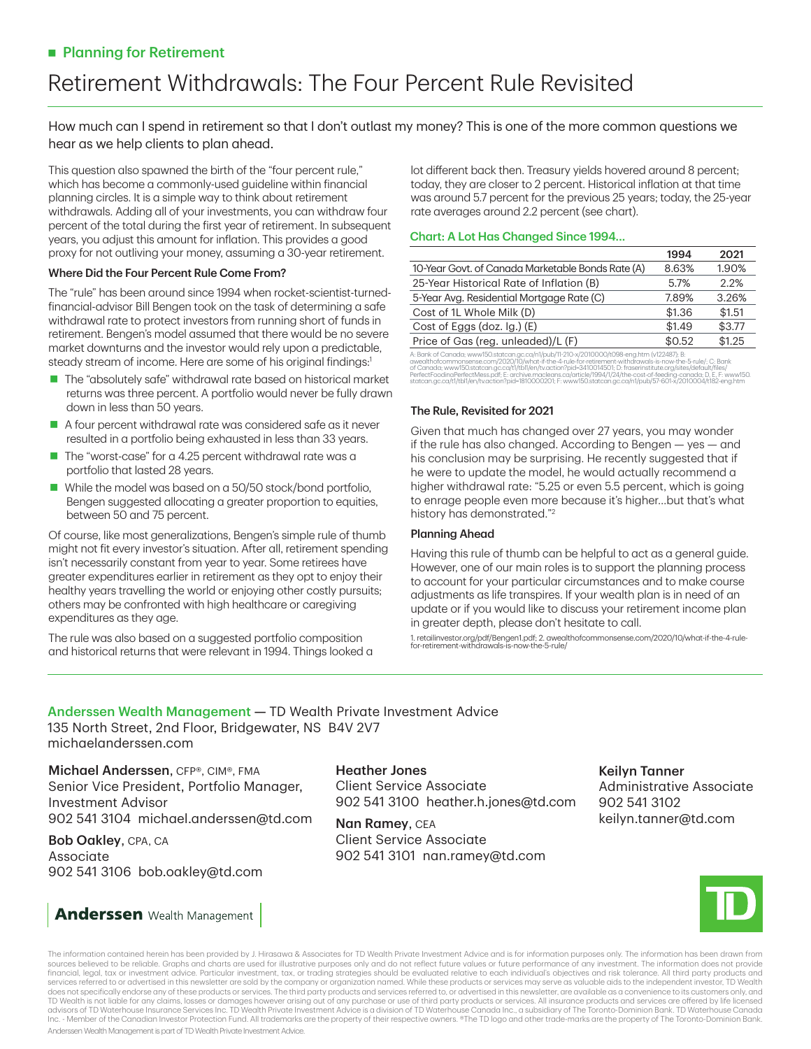■ Planning for Retirement

# Retirement Withdrawals: The Four Percent Rule Revisited

How much can I spend in retirement so that I don't outlast my money? This is one of the more common questions we hear as we help clients to plan ahead.

This question also spawned the birth of the "four percent rule," which has become a commonly-used guideline within financial planning circles. It is a simple way to think about retirement withdrawals. Adding all of your investments, you can withdraw four percent of the total during the first year of retirement. In subsequent years, you adjust this amount for inflation. This provides a good proxy for not outliving your money, assuming a 30-year retirement.

### Where Did the Four Percent Rule Come From?

The "rule" has been around since 1994 when rocket-scientist-turned-financial-advisor Bill Bengen took on the task of determining a safe withdrawal rate to protect investors from running short of funds in retirement. Bengen's model assumed that there would be no severe market downturns and the investor would rely upon a predictable, steady stream of income. Here are some of his original findings:[1]

- The "absolutely safe" withdrawal rate based on historical market returns was three percent. A portfolio would never be fully drawn down in less than 50 years.
- A four percent withdrawal rate was considered safe as it never resulted in a portfolio being exhausted in less than 33 years.
- The "worst-case" for a 4.25 percent withdrawal rate was a portfolio that lasted 28 years.
- While the model was based on a 50/50 stock/bond portfolio, Bengen suggested allocating a greater proportion to equities, between 50 and 75 percent.

Of course, like most generalizations, Bengen's simple rule of thumb might not fit every investor's situation. After all, retirement spending isn't necessarily constant from year to year. Some retirees have greater expenditures earlier in retirement as they opt to enjoy their healthy years travelling the world or enjoying other costly pursuits; others may be confronted with high healthcare or caregiving expenditures as they age.

The rule was also based on a suggested portfolio composition and historical returns that were relevant in 1994. Things looked a lot different back then. Treasury yields hovered around 8 percent; today, they are closer to 2 percent. Historical inflation at that time was around 5.7 percent for the previous 25 years; today, the 25-year rate averages around 2.2 percent (see chart).

**Chart: A Lot Has Changed Since 1994...**

| | 1994 | 2021 |
|---|---|---|
| 10-Year Govt. of Canada Marketable Bonds Rate (A) | 8.63% | 1.90% |
| 25-Year Historical Rate of Inflation (B) | 5.7% | 2.2% |
| 5-Year Avg. Residential Mortgage Rate (C) | 7.89% | 3.26% |
| Cost of 1L Whole Milk (D) | $1.36 | $1.51 |
| Cost of Eggs (doz. lg.) (E) | $1.49 | $3.77 |
| Price of Gas (reg. unleaded)/L (F) | $0.52 | $1.25 |

A: Bank of Canada; www150.statcan.gc.ca/n1/pub/11-210-x/2010000/t098-eng.htm (v122487); B: awealthofcommonsense.com/2020/10/what-if-the-4-rule-for-retirement-withdrawals-is-now-the-5-rule/; C: Bank of Canada; www150.statcan.gc.ca/t1/tbl1/en/tv.action?pid=3410014501; D: fraserinstitute.org/sites/default/files/PerfectFoodinaPerfectMess.pdf; E: archive.macleans.ca/article/1994/1/24/the-cost-of-feeding-canada; D, E, F: www150.statcan.gc.ca/t1/tbl1/en/tv.action?pid=1810000201; F: www150.statcan.gc.ca/n1/pub/57-601-x/2010004/t182-eng.htm

### The Rule, Revisited for 2021

Given that much has changed over 27 years, you may wonder if the rule has also changed. According to Bengen — yes — and his conclusion may be surprising. He recently suggested that if he were to update the model, he would actually recommend a higher withdrawal rate: "5.25 or even 5.5 percent, which is going to enrage people even more because it's higher...but that's what history has demonstrated."[2]

### Planning Ahead

Having this rule of thumb can be helpful to act as a general guide. However, one of our main roles is to support the planning process to account for your particular circumstances and to make course adjustments as life transpires. If your wealth plan is in need of an update or if you would like to discuss your retirement income plan in greater depth, please don't hesitate to call.

1. retailinvestor.org/pdf/Bengen1.pdf; 2. awealthofcommonsense.com/2020/10/what-if-the-4-rule-for-retirement-withdrawals-is-now-the-5-rule/

**Anderssen Wealth Management** — TD Wealth Private Investment Advice
135 North Street, 2nd Floor, Bridgewater, NS B4V 2V7
michaelanderssen.com

**Michael Anderssen**, CFP®, CIM®, FMA
Senior Vice President, Portfolio Manager, Investment Advisor
902 541 3104 michael.anderssen@td.com

**Bob Oakley**, CPA, CA
Associate
902 541 3106 bob.oakley@td.com

**Heather Jones**
Client Service Associate
902 541 3100 heather.h.jones@td.com

**Nan Ramey**, CEA
Client Service Associate
902 541 3101 nan.ramey@td.com

**Keilyn Tanner**
Administrative Associate
902 541 3102
keilyn.tanner@td.com

Anderssen Wealth Management

The information contained herein has been provided by J. Hirasawa & Associates for TD Wealth Private Investment Advice and is for information purposes only. The information has been drawn from sources believed to be reliable. Graphs and charts are used for illustrative purposes only and do not reflect future values or future performance of any investment. The information does not provide financial, legal, tax or investment advice. Particular investment, tax, or trading strategies should be evaluated relative to each individual's objectives and risk tolerance. All third party products and services referred to or advertised in this newsletter are sold by the company or organization named. While these products or services may serve as valuable aids to the independent investor, TD Wealth does not specifically endorse any of these products or services. The third party products and services referred to, or advertised in this newsletter, are available as a convenience to its customers only, and TD Wealth is not liable for any claims, losses or damages however arising out of any purchase or use of third party products or services. All insurance products and services are offered by life licensed advisors of TD Waterhouse Insurance Services Inc. TD Wealth Private Investment Advice is a division of TD Waterhouse Canada Inc., a subsidiary of The Toronto-Dominion Bank. TD Waterhouse Canada Inc. - Member of the Canadian Investor Protection Fund. All trademarks are the property of their respective owners. ®The TD logo and other trade-marks are the property of The Toronto-Dominion Bank.

Anderssen Wealth Management is part of TD Wealth Private Investment Advice.